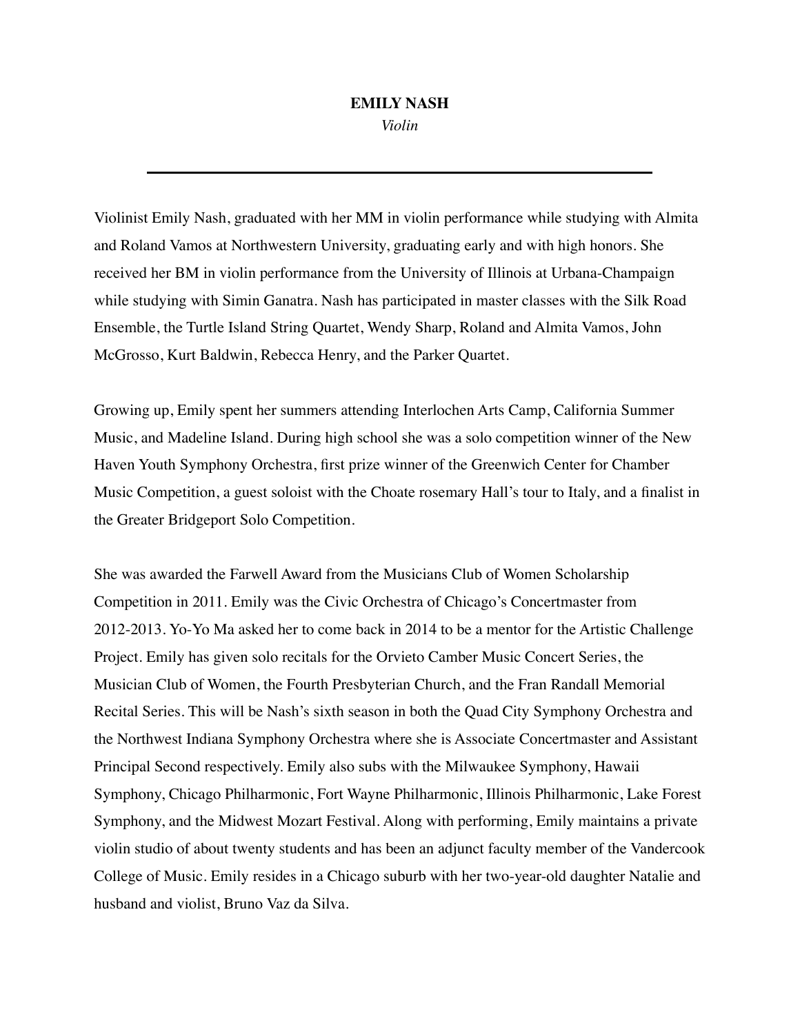# EMILY NASH

*Violin*

---

Violinist Emily Nash, graduated with her MM in violin performance while studying with Almita and Roland Vamos at Northwestern University, graduating early and with high honors. She received her BM in violin performance from the University of Illinois at Urbana-Champaign while studying with Simin Ganatra. Nash has participated in master classes with the Silk Road Ensemble, the Turtle Island String Quartet, Wendy Sharp, Roland and Almita Vamos, John McGrosso, Kurt Baldwin, Rebecca Henry, and the Parker Quartet.

Growing up, Emily spent her summers attending Interlochen Arts Camp, California Summer Music, and Madeline Island. During high school she was a solo competition winner of the New Haven Youth Symphony Orchestra, first prize winner of the Greenwich Center for Chamber Music Competition, a guest soloist with the Choate rosemary Hall's tour to Italy, and a finalist in the Greater Bridgeport Solo Competition.

She was awarded the Farwell Award from the Musicians Club of Women Scholarship Competition in 2011. Emily was the Civic Orchestra of Chicago's Concertmaster from 2012-2013. Yo-Yo Ma asked her to come back in 2014 to be a mentor for the Artistic Challenge Project. Emily has given solo recitals for the Orvieto Camber Music Concert Series, the Musician Club of Women, the Fourth Presbyterian Church, and the Fran Randall Memorial Recital Series. This will be Nash's sixth season in both the Quad City Symphony Orchestra and the Northwest Indiana Symphony Orchestra where she is Associate Concertmaster and Assistant Principal Second respectively. Emily also subs with the Milwaukee Symphony, Hawaii Symphony, Chicago Philharmonic, Fort Wayne Philharmonic, Illinois Philharmonic, Lake Forest Symphony, and the Midwest Mozart Festival. Along with performing, Emily maintains a private violin studio of about twenty students and has been an adjunct faculty member of the Vandercook College of Music. Emily resides in a Chicago suburb with her two-year-old daughter Natalie and husband and violist, Bruno Vaz da Silva.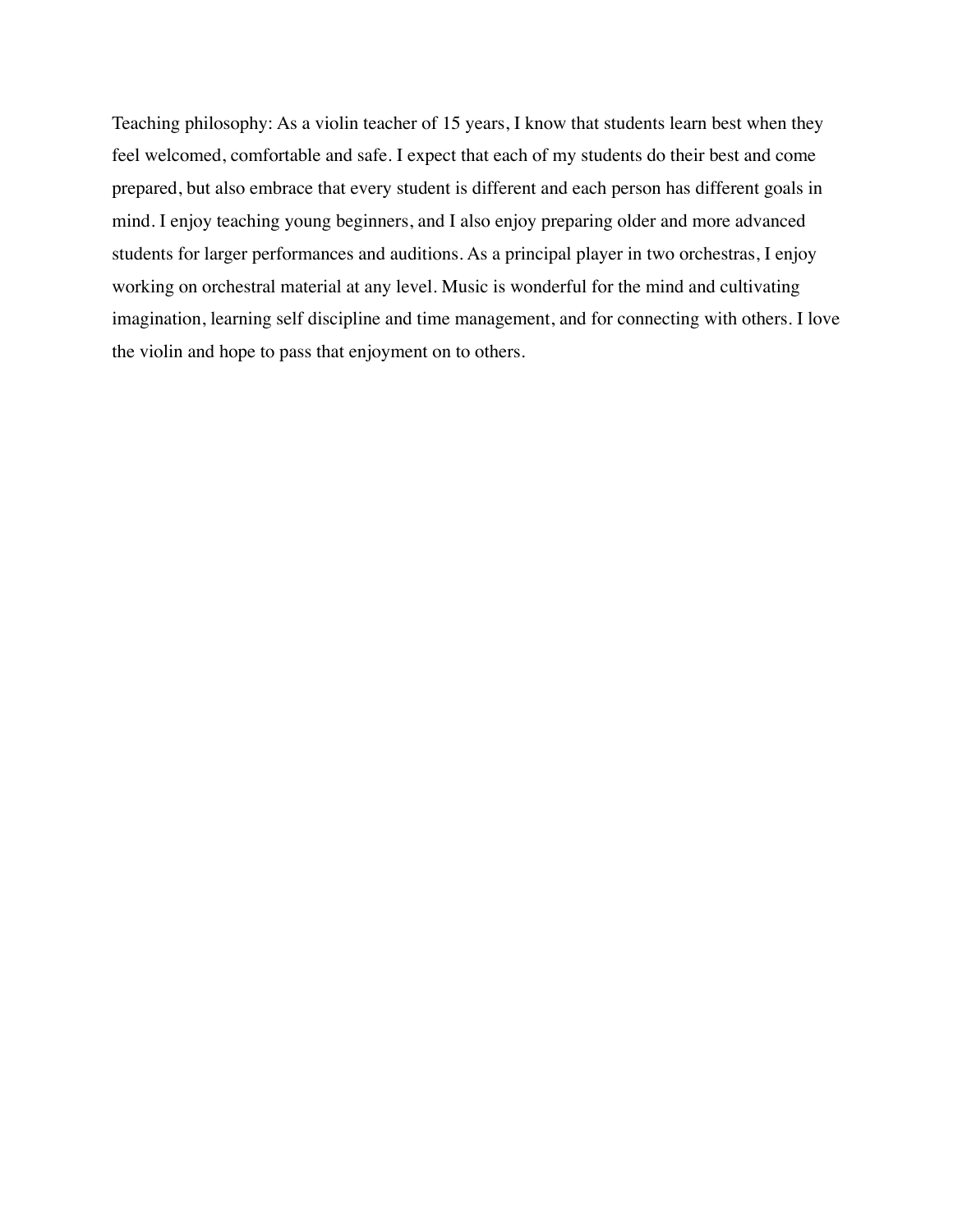Teaching philosophy: As a violin teacher of 15 years, I know that students learn best when they feel welcomed, comfortable and safe. I expect that each of my students do their best and come prepared, but also embrace that every student is different and each person has different goals in mind. I enjoy teaching young beginners, and I also enjoy preparing older and more advanced students for larger performances and auditions. As a principal player in two orchestras, I enjoy working on orchestral material at any level. Music is wonderful for the mind and cultivating imagination, learning self discipline and time management, and for connecting with others. I love the violin and hope to pass that enjoyment on to others.